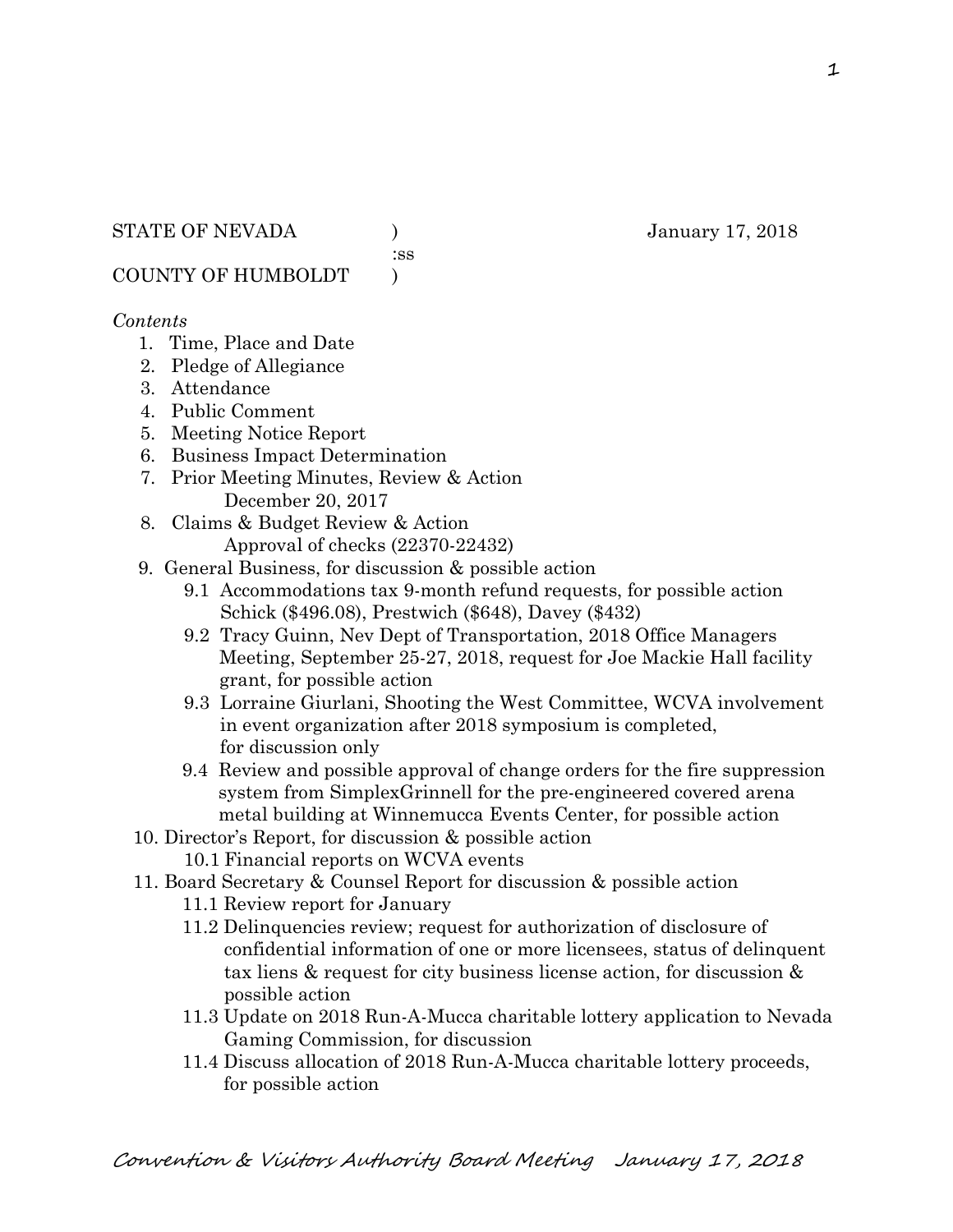STATE OF NEVADA )   January 17, 2018
:ss
COUNTY OF HUMBOLDT )

*Contents*

1. Time, Place and Date
2. Pledge of Allegiance
3. Attendance
4. Public Comment
5. Meeting Notice Report
6. Business Impact Determination
7. Prior Meeting Minutes, Review & Action
   December 20, 2017
8. Claims & Budget Review & Action
   Approval of checks (22370-22432)
9. General Business, for discussion & possible action
   - 9.1 Accommodations tax 9-month refund requests, for possible action
     Schick ($496.08), Prestwich ($648), Davey ($432)
   - 9.2 Tracy Guinn, Nev Dept of Transportation, 2018 Office Managers Meeting, September 25-27, 2018, request for Joe Mackie Hall facility grant, for possible action
   - 9.3 Lorraine Giurlani, Shooting the West Committee, WCVA involvement in event organization after 2018 symposium is completed, for discussion only
   - 9.4 Review and possible approval of change orders for the fire suppression system from SimplexGrinnell for the pre-engineered covered arena metal building at Winnemucca Events Center, for possible action
10. Director's Report, for discussion & possible action
    - 10.1 Financial reports on WCVA events
11. Board Secretary & Counsel Report for discussion & possible action
    - 11.1 Review report for January
    - 11.2 Delinquencies review; request for authorization of disclosure of confidential information of one or more licensees, status of delinquent tax liens & request for city business license action, for discussion & possible action
    - 11.3 Update on 2018 Run-A-Mucca charitable lottery application to Nevada Gaming Commission, for discussion
    - 11.4 Discuss allocation of 2018 Run-A-Mucca charitable lottery proceeds, for possible action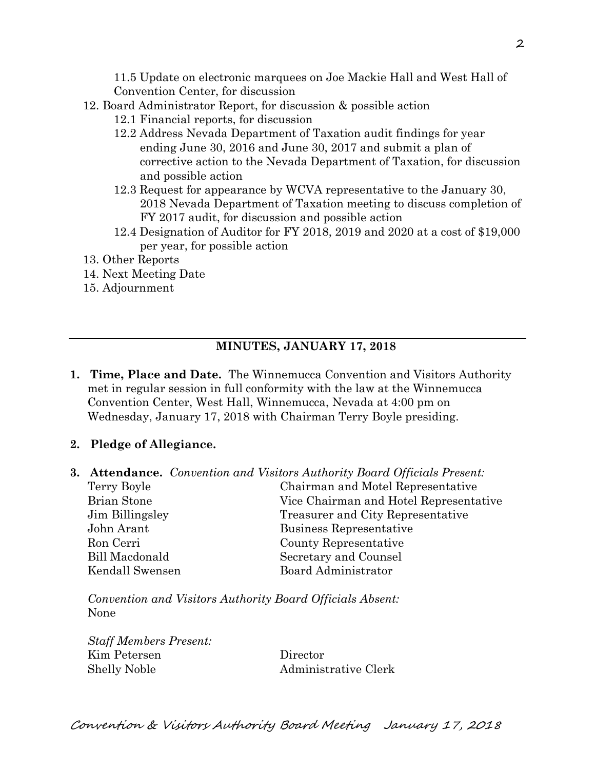11.5 Update on electronic marquees on Joe Mackie Hall and West Hall of Convention Center, for discussion

12. Board Administrator Report, for discussion & possible action
    - 12.1 Financial reports, for discussion
    - 12.2 Address Nevada Department of Taxation audit findings for year ending June 30, 2016 and June 30, 2017 and submit a plan of corrective action to the Nevada Department of Taxation, for discussion and possible action
    - 12.3 Request for appearance by WCVA representative to the January 30, 2018 Nevada Department of Taxation meeting to discuss completion of FY 2017 audit, for discussion and possible action
    - 12.4 Designation of Auditor for FY 2018, 2019 and 2020 at a cost of $19,000 per year, for possible action
13. Other Reports
14. Next Meeting Date
15. Adjournment

---

## MINUTES, JANUARY 17, 2018

**1. Time, Place and Date.** The Winnemucca Convention and Visitors Authority met in regular session in full conformity with the law at the Winnemucca Convention Center, West Hall, Winnemucca, Nevada at 4:00 pm on Wednesday, January 17, 2018 with Chairman Terry Boyle presiding.

**2. Pledge of Allegiance.**

**3. Attendance.** *Convention and Visitors Authority Board Officials Present:*

| | |
|---|---|
| Terry Boyle | Chairman and Motel Representative |
| Brian Stone | Vice Chairman and Hotel Representative |
| Jim Billingsley | Treasurer and City Representative |
| John Arant | Business Representative |
| Ron Cerri | County Representative |
| Bill Macdonald | Secretary and Counsel |
| Kendall Swensen | Board Administrator |

*Convention and Visitors Authority Board Officials Absent:*
None

*Staff Members Present:*

| | |
|---|---|
| Kim Petersen | Director |
| Shelly Noble | Administrative Clerk |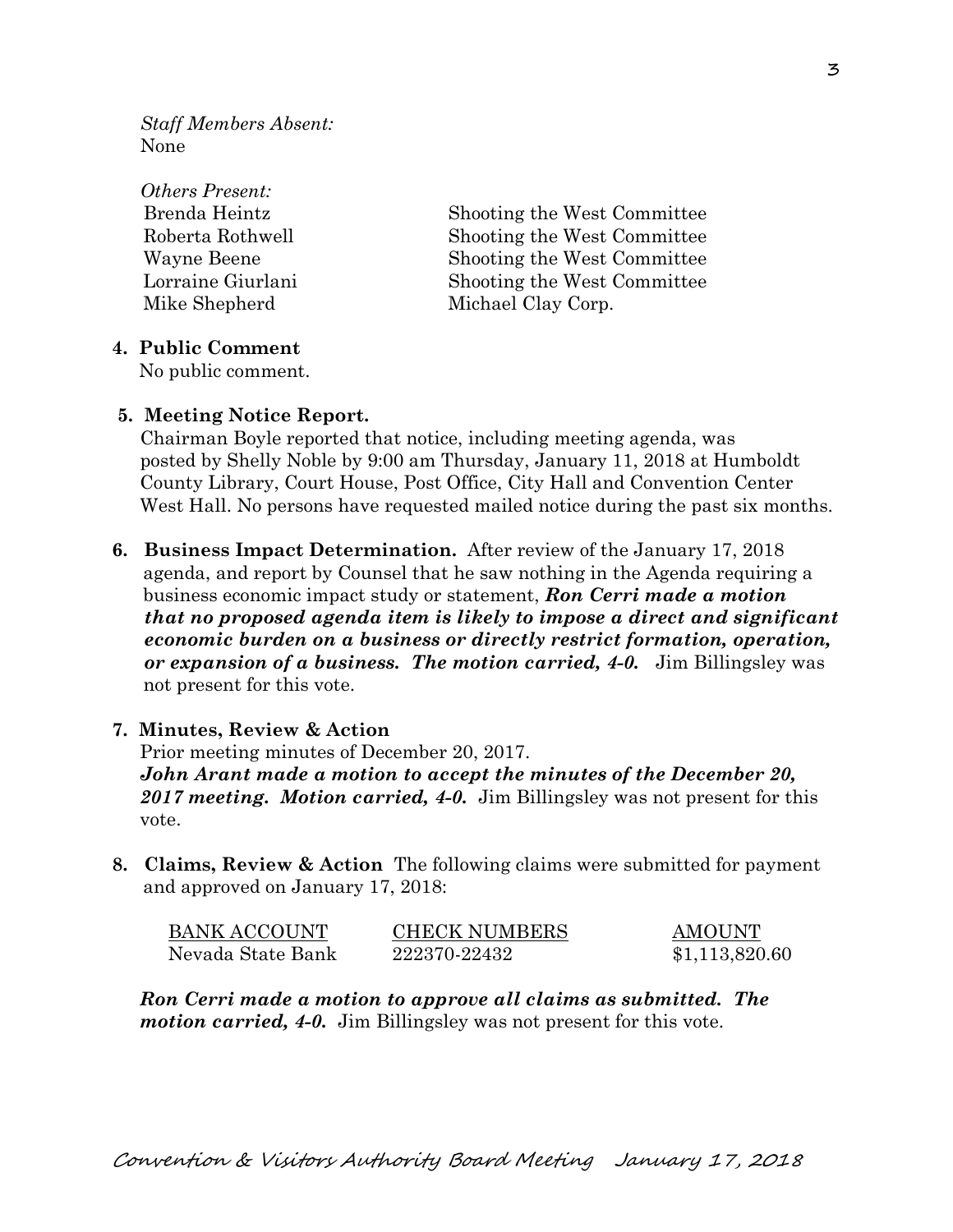*Staff Members Absent:*
None

*Others Present:*

| | |
|---|---|
| Brenda Heintz | Shooting the West Committee |
| Roberta Rothwell | Shooting the West Committee |
| Wayne Beene | Shooting the West Committee |
| Lorraine Giurlani | Shooting the West Committee |
| Mike Shepherd | Michael Clay Corp. |

**4. Public Comment**
No public comment.

**5. Meeting Notice Report.**
Chairman Boyle reported that notice, including meeting agenda, was posted by Shelly Noble by 9:00 am Thursday, January 11, 2018 at Humboldt County Library, Court House, Post Office, City Hall and Convention Center West Hall. No persons have requested mailed notice during the past six months.

**6. Business Impact Determination.** After review of the January 17, 2018 agenda, and report by Counsel that he saw nothing in the Agenda requiring a business economic impact study or statement, ***Ron Cerri made a motion that no proposed agenda item is likely to impose a direct and significant economic burden on a business or directly restrict formation, operation, or expansion of a business. The motion carried, 4-0.*** Jim Billingsley was not present for this vote.

**7. Minutes, Review & Action**
Prior meeting minutes of December 20, 2017.
***John Arant made a motion to accept the minutes of the December 20, 2017 meeting. Motion carried, 4-0.*** Jim Billingsley was not present for this vote.

**8. Claims, Review & Action** The following claims were submitted for payment and approved on January 17, 2018:

| BANK ACCOUNT | CHECK NUMBERS | AMOUNT |
|---|---|---|
| Nevada State Bank | 222370-22432 | $1,113,820.60 |

***Ron Cerri made a motion to approve all claims as submitted. The motion carried, 4-0.*** Jim Billingsley was not present for this vote.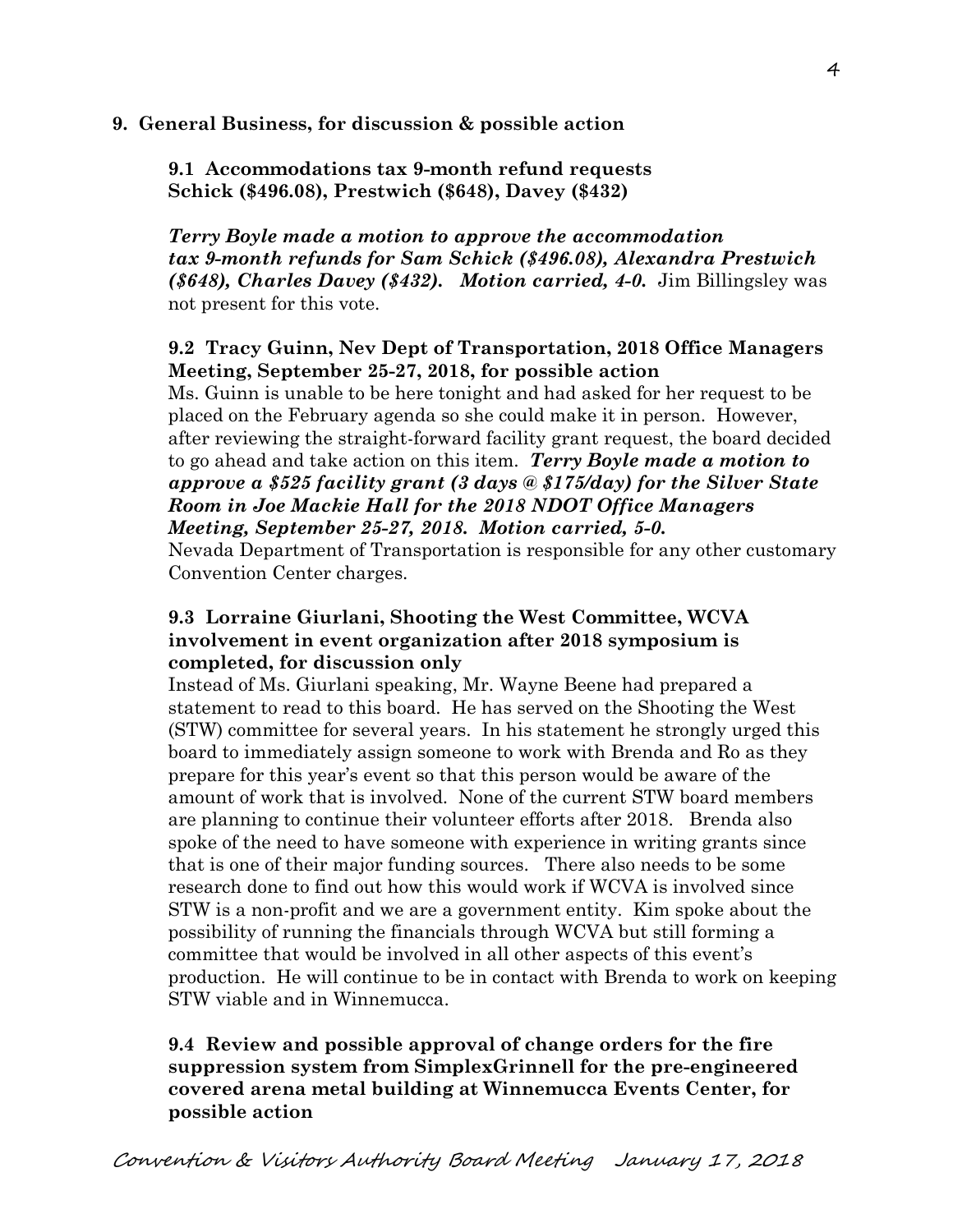**9. General Business, for discussion & possible action**

**9.1 Accommodations tax 9-month refund requests Schick ($496.08), Prestwich ($648), Davey ($432)**

***Terry Boyle made a motion to approve the accommodation tax 9-month refunds for Sam Schick ($496.08), Alexandra Prestwich ($648), Charles Davey ($432). Motion carried, 4-0.*** Jim Billingsley was not present for this vote.

**9.2 Tracy Guinn, Nev Dept of Transportation, 2018 Office Managers Meeting, September 25-27, 2018, for possible action**

Ms. Guinn is unable to be here tonight and had asked for her request to be placed on the February agenda so she could make it in person. However, after reviewing the straight-forward facility grant request, the board decided to go ahead and take action on this item. ***Terry Boyle made a motion to approve a $525 facility grant (3 days @ $175/day) for the Silver State Room in Joe Mackie Hall for the 2018 NDOT Office Managers Meeting, September 25-27, 2018. Motion carried, 5-0.***

Nevada Department of Transportation is responsible for any other customary Convention Center charges.

**9.3 Lorraine Giurlani, Shooting the West Committee, WCVA involvement in event organization after 2018 symposium is completed, for discussion only**

Instead of Ms. Giurlani speaking, Mr. Wayne Beene had prepared a statement to read to this board. He has served on the Shooting the West (STW) committee for several years. In his statement he strongly urged this board to immediately assign someone to work with Brenda and Ro as they prepare for this year's event so that this person would be aware of the amount of work that is involved. None of the current STW board members are planning to continue their volunteer efforts after 2018. Brenda also spoke of the need to have someone with experience in writing grants since that is one of their major funding sources. There also needs to be some research done to find out how this would work if WCVA is involved since STW is a non-profit and we are a government entity. Kim spoke about the possibility of running the financials through WCVA but still forming a committee that would be involved in all other aspects of this event's production. He will continue to be in contact with Brenda to work on keeping STW viable and in Winnemucca.

**9.4 Review and possible approval of change orders for the fire suppression system from SimplexGrinnell for the pre-engineered covered arena metal building at Winnemucca Events Center, for possible action**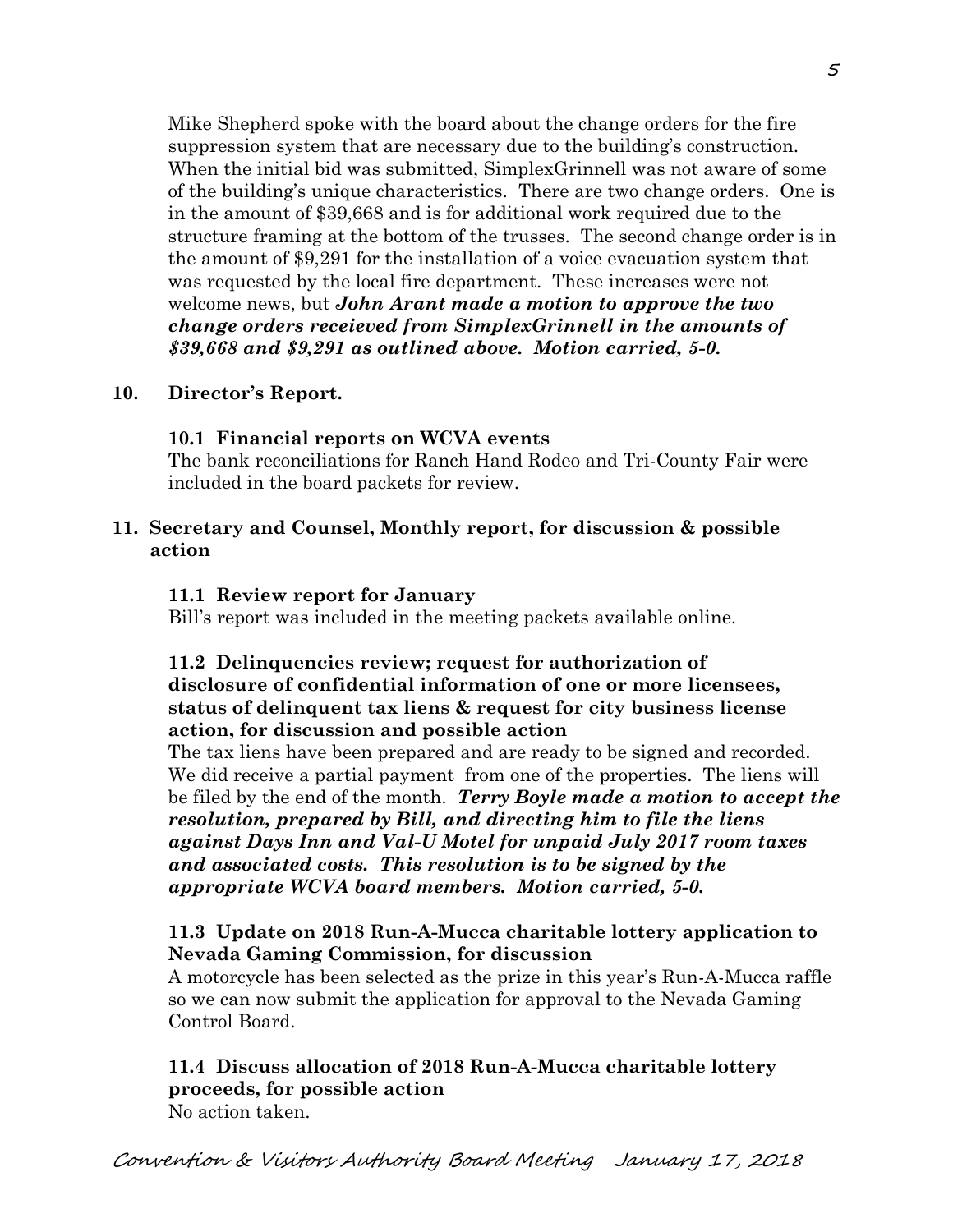Mike Shepherd spoke with the board about the change orders for the fire suppression system that are necessary due to the building's construction. When the initial bid was submitted, SimplexGrinnell was not aware of some of the building's unique characteristics. There are two change orders. One is in the amount of $39,668 and is for additional work required due to the structure framing at the bottom of the trusses. The second change order is in the amount of $9,291 for the installation of a voice evacuation system that was requested by the local fire department. These increases were not welcome news, but ***John Arant made a motion to approve the two change orders receieved from SimplexGrinnell in the amounts of $39,668 and $9,291 as outlined above. Motion carried, 5-0.***

**10. Director's Report.**

**10.1 Financial reports on WCVA events**

The bank reconciliations for Ranch Hand Rodeo and Tri-County Fair were included in the board packets for review.

**11. Secretary and Counsel, Monthly report, for discussion & possible action**

**11.1 Review report for January**

Bill's report was included in the meeting packets available online.

**11.2 Delinquencies review; request for authorization of disclosure of confidential information of one or more licensees, status of delinquent tax liens & request for city business license action, for discussion and possible action**

The tax liens have been prepared and are ready to be signed and recorded. We did receive a partial payment from one of the properties. The liens will be filed by the end of the month. ***Terry Boyle made a motion to accept the resolution, prepared by Bill, and directing him to file the liens against Days Inn and Val-U Motel for unpaid July 2017 room taxes and associated costs. This resolution is to be signed by the appropriate WCVA board members. Motion carried, 5-0.***

**11.3 Update on 2018 Run-A-Mucca charitable lottery application to Nevada Gaming Commission, for discussion**

A motorcycle has been selected as the prize in this year's Run-A-Mucca raffle so we can now submit the application for approval to the Nevada Gaming Control Board.

**11.4 Discuss allocation of 2018 Run-A-Mucca charitable lottery proceeds, for possible action**

No action taken.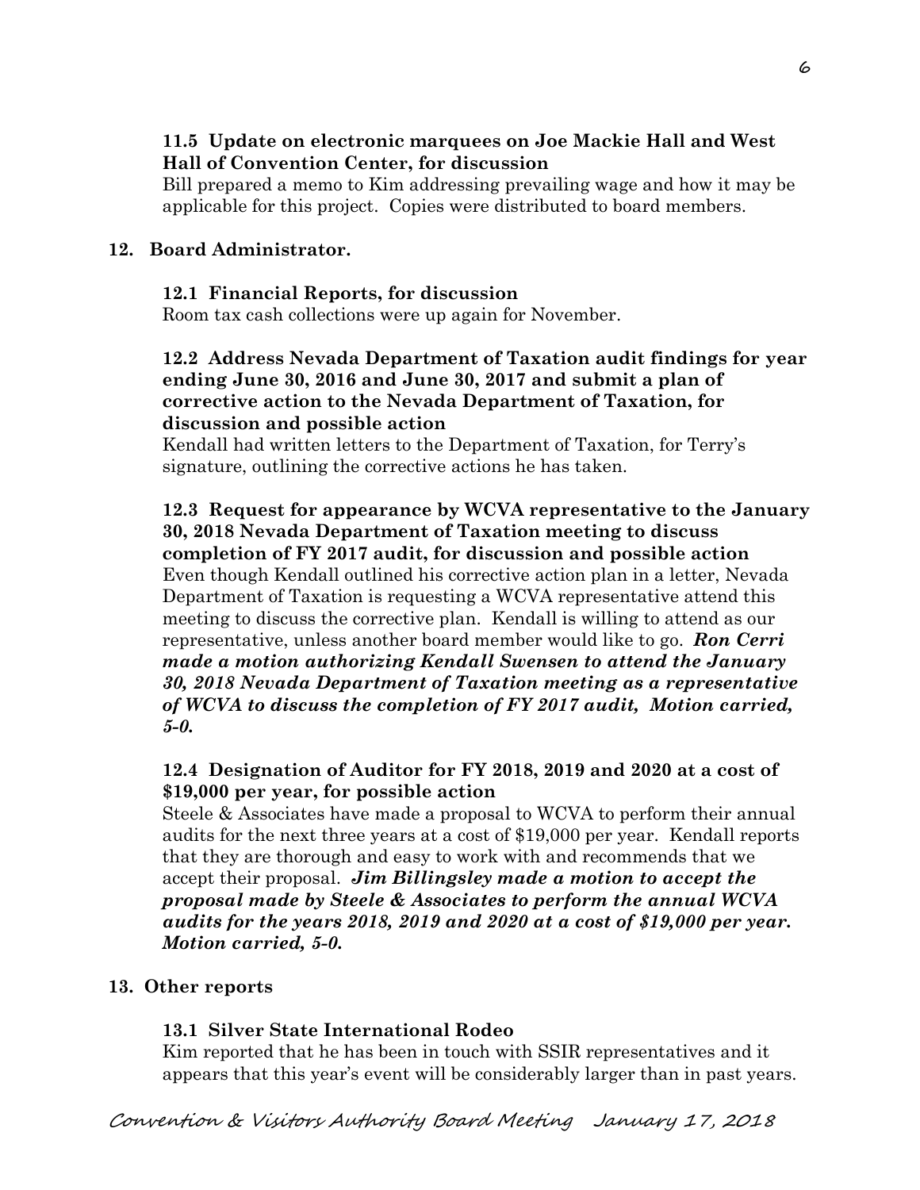**11.5 Update on electronic marquees on Joe Mackie Hall and West Hall of Convention Center, for discussion**

Bill prepared a memo to Kim addressing prevailing wage and how it may be applicable for this project. Copies were distributed to board members.

## 12. Board Administrator.

**12.1 Financial Reports, for discussion**

Room tax cash collections were up again for November.

**12.2 Address Nevada Department of Taxation audit findings for year ending June 30, 2016 and June 30, 2017 and submit a plan of corrective action to the Nevada Department of Taxation, for discussion and possible action**

Kendall had written letters to the Department of Taxation, for Terry's signature, outlining the corrective actions he has taken.

**12.3 Request for appearance by WCVA representative to the January 30, 2018 Nevada Department of Taxation meeting to discuss completion of FY 2017 audit, for discussion and possible action**

Even though Kendall outlined his corrective action plan in a letter, Nevada Department of Taxation is requesting a WCVA representative attend this meeting to discuss the corrective plan. Kendall is willing to attend as our representative, unless another board member would like to go. ***Ron Cerri made a motion authorizing Kendall Swensen to attend the January 30, 2018 Nevada Department of Taxation meeting as a representative of WCVA to discuss the completion of FY 2017 audit, Motion carried, 5-0.***

**12.4 Designation of Auditor for FY 2018, 2019 and 2020 at a cost of $19,000 per year, for possible action**

Steele & Associates have made a proposal to WCVA to perform their annual audits for the next three years at a cost of $19,000 per year. Kendall reports that they are thorough and easy to work with and recommends that we accept their proposal. ***Jim Billingsley made a motion to accept the proposal made by Steele & Associates to perform the annual WCVA audits for the years 2018, 2019 and 2020 at a cost of $19,000 per year. Motion carried, 5-0.***

## 13. Other reports

**13.1 Silver State International Rodeo**

Kim reported that he has been in touch with SSIR representatives and it appears that this year's event will be considerably larger than in past years.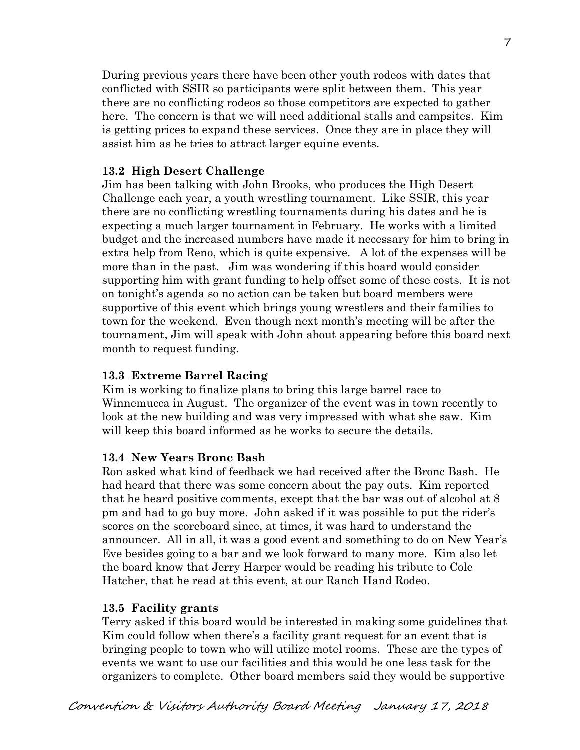During previous years there have been other youth rodeos with dates that conflicted with SSIR so participants were split between them. This year there are no conflicting rodeos so those competitors are expected to gather here. The concern is that we will need additional stalls and campsites. Kim is getting prices to expand these services. Once they are in place they will assist him as he tries to attract larger equine events.

**13.2 High Desert Challenge**

Jim has been talking with John Brooks, who produces the High Desert Challenge each year, a youth wrestling tournament. Like SSIR, this year there are no conflicting wrestling tournaments during his dates and he is expecting a much larger tournament in February. He works with a limited budget and the increased numbers have made it necessary for him to bring in extra help from Reno, which is quite expensive. A lot of the expenses will be more than in the past. Jim was wondering if this board would consider supporting him with grant funding to help offset some of these costs. It is not on tonight's agenda so no action can be taken but board members were supportive of this event which brings young wrestlers and their families to town for the weekend. Even though next month's meeting will be after the tournament, Jim will speak with John about appearing before this board next month to request funding.

**13.3 Extreme Barrel Racing**

Kim is working to finalize plans to bring this large barrel race to Winnemucca in August. The organizer of the event was in town recently to look at the new building and was very impressed with what she saw. Kim will keep this board informed as he works to secure the details.

**13.4 New Years Bronc Bash**

Ron asked what kind of feedback we had received after the Bronc Bash. He had heard that there was some concern about the pay outs. Kim reported that he heard positive comments, except that the bar was out of alcohol at 8 pm and had to go buy more. John asked if it was possible to put the rider's scores on the scoreboard since, at times, it was hard to understand the announcer. All in all, it was a good event and something to do on New Year's Eve besides going to a bar and we look forward to many more. Kim also let the board know that Jerry Harper would be reading his tribute to Cole Hatcher, that he read at this event, at our Ranch Hand Rodeo.

**13.5 Facility grants**

Terry asked if this board would be interested in making some guidelines that Kim could follow when there's a facility grant request for an event that is bringing people to town who will utilize motel rooms. These are the types of events we want to use our facilities and this would be one less task for the organizers to complete. Other board members said they would be supportive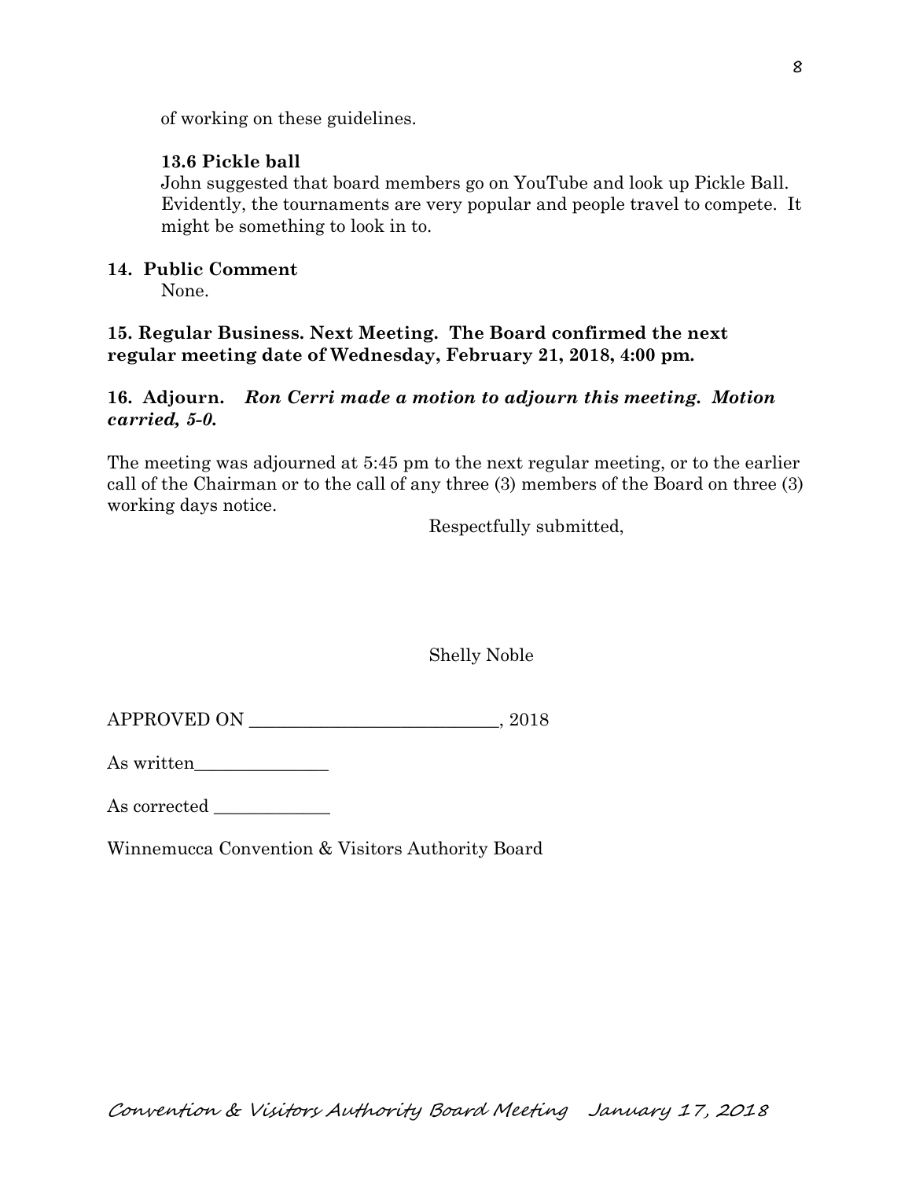of working on these guidelines.

**13.6 Pickle ball**

John suggested that board members go on YouTube and look up Pickle Ball. Evidently, the tournaments are very popular and people travel to compete. It might be something to look in to.

**14. Public Comment**

None.

**15. Regular Business. Next Meeting. The Board confirmed the next regular meeting date of Wednesday, February 21, 2018, 4:00 pm.**

**16. Adjourn.** ***Ron Cerri made a motion to adjourn this meeting. Motion carried, 5-0.***

The meeting was adjourned at 5:45 pm to the next regular meeting, or to the earlier call of the Chairman or to the call of any three (3) members of the Board on three (3) working days notice.

Respectfully submitted,

Shelly Noble

APPROVED ON ____________________________, 2018

As written_______________

As corrected _____________

Winnemucca Convention & Visitors Authority Board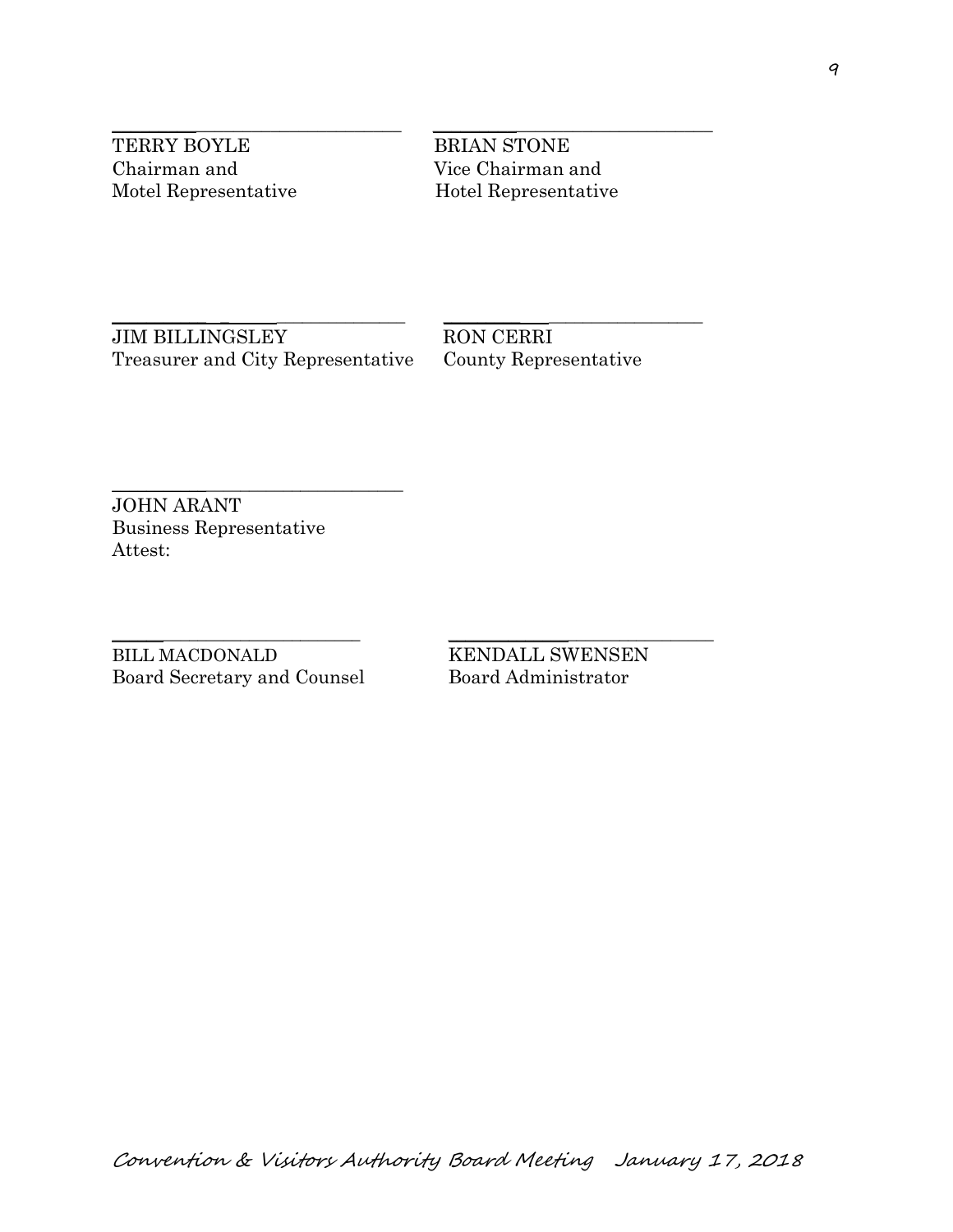\_\_\_\_\_\_\_\_\_\_\_\_\_\_\_\_\_\_\_\_\_\_\_\_\_\_\_\_\_\_
TERRY BOYLE
Chairman and
Motel Representative

\_\_\_\_\_\_\_\_\_\_\_\_\_\_\_\_\_\_\_\_\_\_\_\_\_\_\_\_\_\_
BRIAN STONE
Vice Chairman and
Hotel Representative

\_\_\_\_\_\_\_\_\_\_\_\_\_\_\_\_\_\_\_\_\_\_\_\_\_\_\_\_\_\_
JIM BILLINGSLEY
Treasurer and City Representative

\_\_\_\_\_\_\_\_\_\_\_\_\_\_\_\_\_\_\_\_\_\_\_\_\_\_\_\_\_\_
RON CERRI
County Representative

\_\_\_\_\_\_\_\_\_\_\_\_\_\_\_\_\_\_\_\_\_\_\_\_\_\_\_\_\_\_
JOHN ARANT
Business Representative
Attest:

\_\_\_\_\_\_\_\_\_\_\_\_\_\_\_\_\_\_\_\_\_\_\_\_\_\_\_\_\_\_
BILL MACDONALD
Board Secretary and Counsel

\_\_\_\_\_\_\_\_\_\_\_\_\_\_\_\_\_\_\_\_\_\_\_\_\_\_\_\_\_\_
KENDALL SWENSEN
Board Administrator